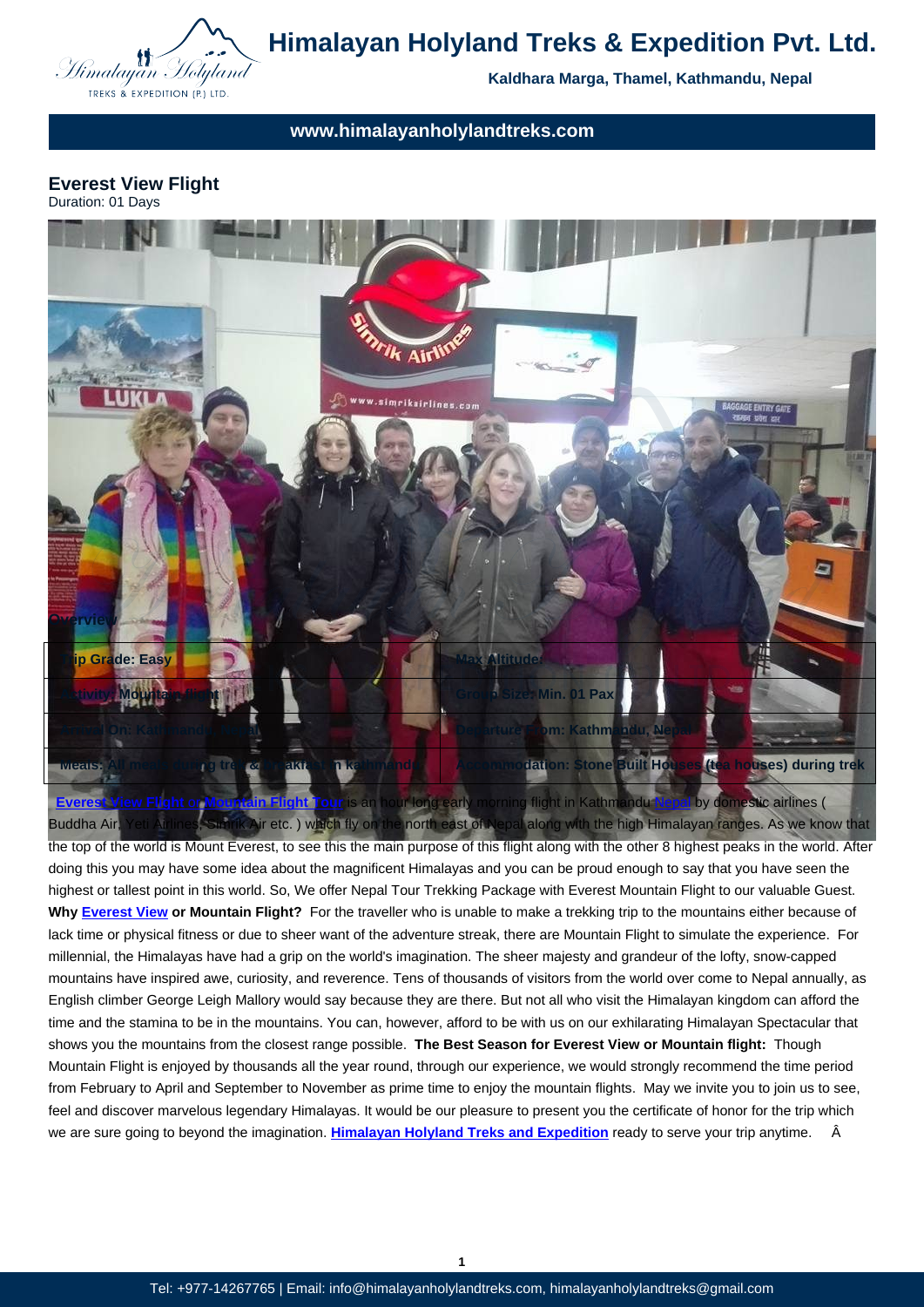# Himalayan Holyland Treks & Expedition Pvt. Ltd.

**Kaldhara Marga, Thamel, Kathmandu, Nepal**

**www.himalayanholylandtreks.com**

## Everest View Flight

Duration: 01 Days

### Overview

| Trip Grade: Easy | Max Altitude: |
|---|---|
| Activity: Mountain flight | Group Size: Min. 01 Pax |
| Arrival On: Kathmandu, Nepal | Departure From: Kathmandu, Nepal |
| Meals: All meals during trek & Breakfast in kathmandu | Accommodation: Stone Built Houses (tea houses) during trek |

**Everest View Flight or Mountain Flight Tour** is an hour long early morning flight in Kathmandu Nepal by domestic airlines ( Buddha Air, Yeti Airlines, Simrik Air etc. ) which fly on the north east of Nepal along with the high Himalayan ranges. As we know that the top of the world is Mount Everest, to see this the main purpose of this flight along with the other 8 highest peaks in the world. After doing this you may have some idea about the magnificent Himalayas and you can be proud enough to say that you have seen the highest or tallest point in this world. So, We offer Nepal Tour Trekking Package with Everest Mountain Flight to our valuable Guest. **Why Everest View or Mountain Flight?** For the traveller who is unable to make a trekking trip to the mountains either because of lack time or physical fitness or due to sheer want of the adventure streak, there are Mountain Flight to simulate the experience. For millennial, the Himalayas have had a grip on the world's imagination. The sheer majesty and grandeur of the lofty, snow-capped mountains have inspired awe, curiosity, and reverence. Tens of thousands of visitors from the world over come to Nepal annually, as English climber George Leigh Mallory would say because they are there. But not all who visit the Himalayan kingdom can afford the time and the stamina to be in the mountains. You can, however, afford to be with us on our exhilarating Himalayan Spectacular that shows you the mountains from the closest range possible. **The Best Season for Everest View or Mountain flight:** Though Mountain Flight is enjoyed by thousands all the year round, through our experience, we would strongly recommend the time period from February to April and September to November as prime time to enjoy the mountain flights. May we invite you to join us to see, feel and discover marvelous legendary Himalayas. It would be our pleasure to present you the certificate of honor for the trip which we are sure going to beyond the imagination. **Himalayan Holyland Treks and Expedition** ready to serve your trip anytime. Â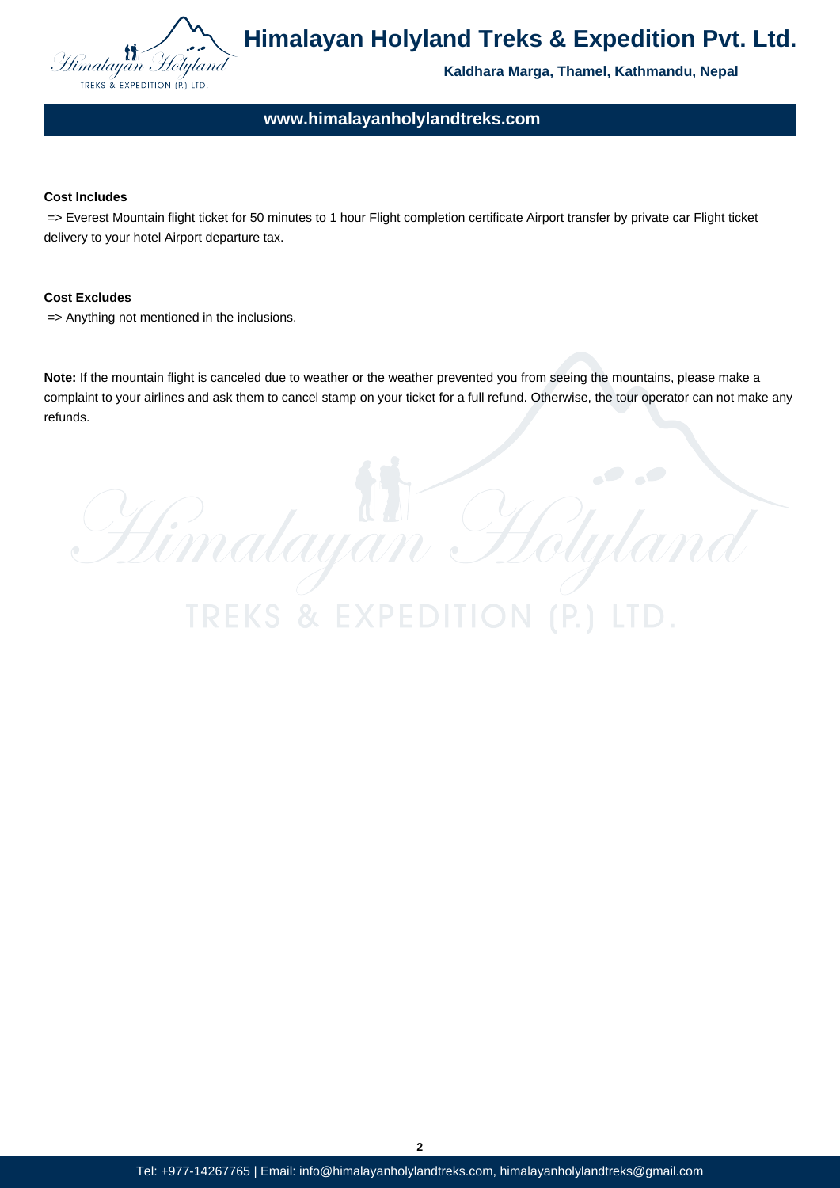**Cost Includes**

=> Everest Mountain flight ticket for 50 minutes to 1 hour Flight completion certificate Airport transfer by private car Flight ticket delivery to your hotel Airport departure tax.

**Cost Excludes**

=> Anything not mentioned in the inclusions.

**Note:** If the mountain flight is canceled due to weather or the weather prevented you from seeing the mountains, please make a complaint to your airlines and ask them to cancel stamp on your ticket for a full refund. Otherwise, the tour operator can not make any refunds.